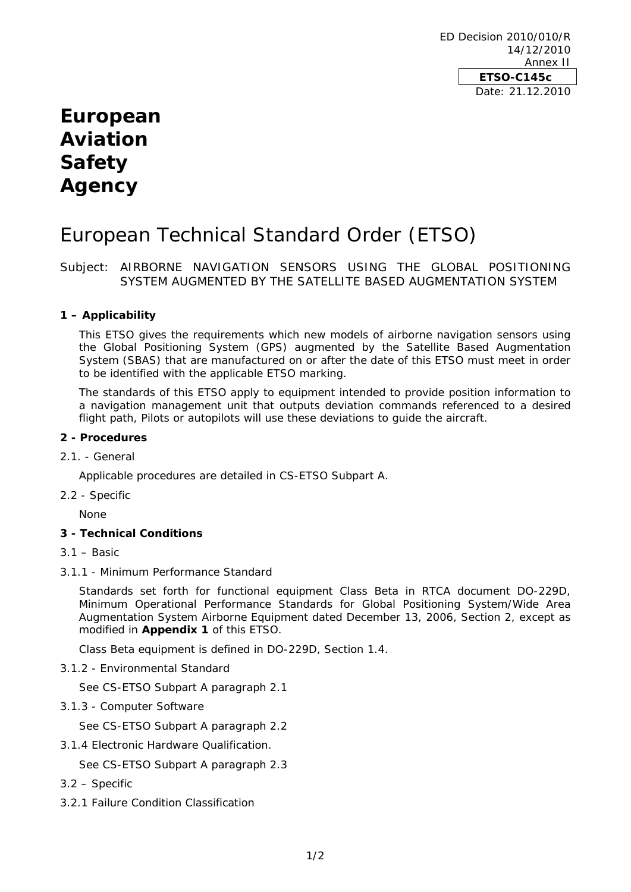ED Decision 2010/010/R
14/12/2010
Annex II

**ETSO-C145c**

Date: 21.12.2010

# European Aviation Safety Agency

# European Technical Standard Order (ETSO)

Subject: AIRBORNE NAVIGATION SENSORS USING THE GLOBAL POSITIONING SYSTEM AUGMENTED BY THE SATELLITE BASED AUGMENTATION SYSTEM

### 1 – Applicability

This ETSO gives the requirements which new models of airborne navigation sensors using the Global Positioning System (GPS) augmented by the Satellite Based Augmentation System (SBAS) that are manufactured on or after the date of this ETSO must meet in order to be identified with the applicable ETSO marking.

The standards of this ETSO apply to equipment intended to provide position information to a navigation management unit that outputs deviation commands referenced to a desired flight path, Pilots or autopilots will use these deviations to guide the aircraft.

### 2 - Procedures

2.1. - General

Applicable procedures are detailed in CS-ETSO Subpart A.

2.2 - Specific

None

### 3 - Technical Conditions

3.1 – Basic

3.1.1 - Minimum Performance Standard

Standards set forth for functional equipment Class Beta in RTCA document DO-229D, Minimum Operational Performance Standards for Global Positioning System/Wide Area Augmentation System Airborne Equipment dated December 13, 2006, Section 2, except as modified in **Appendix 1** of this ETSO.

Class Beta equipment is defined in DO-229D, Section 1.4.

3.1.2 - Environmental Standard

See CS-ETSO Subpart A paragraph 2.1

3.1.3 - Computer Software

See CS-ETSO Subpart A paragraph 2.2

3.1.4 Electronic Hardware Qualification.

See CS-ETSO Subpart A paragraph 2.3

3.2 – Specific

3.2.1 Failure Condition Classification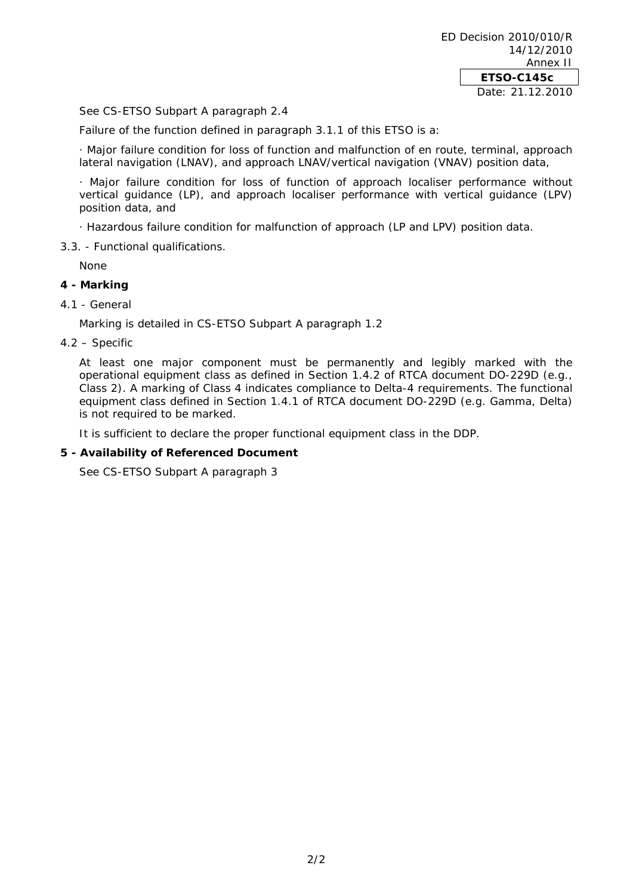See CS-ETSO Subpart A paragraph 2.4

Failure of the function defined in paragraph 3.1.1 of this ETSO is a:

· Major failure condition for loss of function and malfunction of en route, terminal, approach lateral navigation (LNAV), and approach LNAV/vertical navigation (VNAV) position data,

· Major failure condition for loss of function of approach localiser performance without vertical guidance (LP), and approach localiser performance with vertical guidance (LPV) position data, and

· Hazardous failure condition for malfunction of approach (LP and LPV) position data.

3.3. - Functional qualifications.

None

## 4 - Marking

4.1 - General

Marking is detailed in CS-ETSO Subpart A paragraph 1.2

4.2 – Specific

At least one major component must be permanently and legibly marked with the operational equipment class as defined in Section 1.4.2 of RTCA document DO-229D (e.g., Class 2). A marking of Class 4 indicates compliance to Delta-4 requirements. The functional equipment class defined in Section 1.4.1 of RTCA document DO-229D (e.g. Gamma, Delta) is not required to be marked.

It is sufficient to declare the proper functional equipment class in the DDP.

## 5 - Availability of Referenced Document

See CS-ETSO Subpart A paragraph 3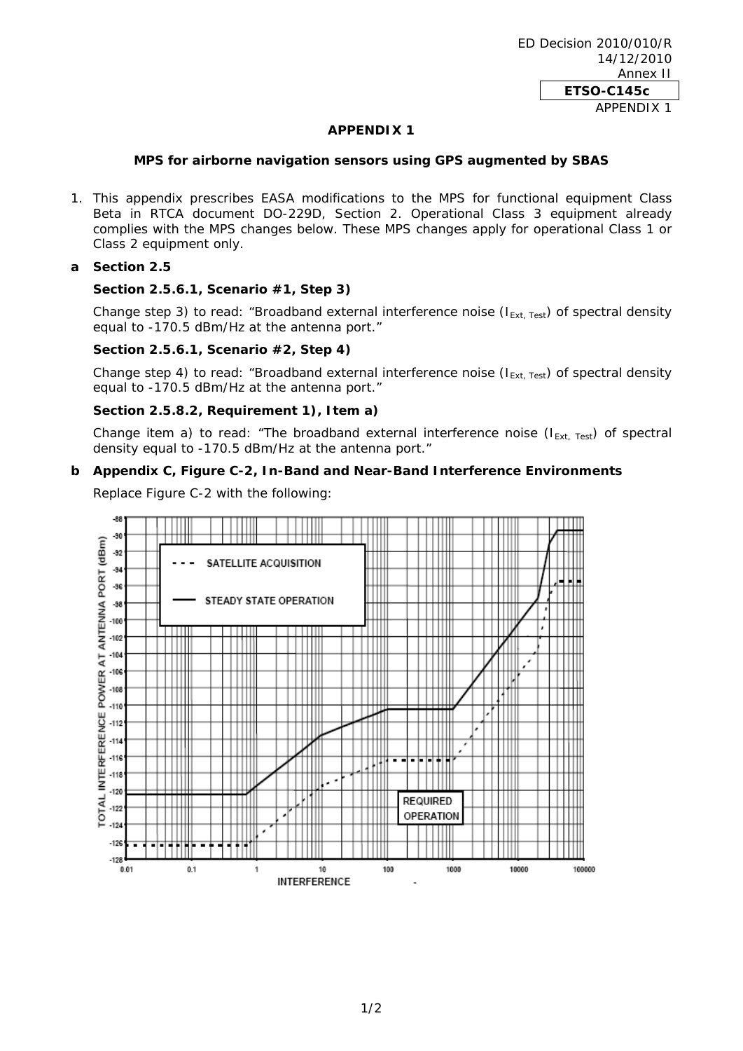# APPENDIX 1

## MPS for airborne navigation sensors using GPS augmented by SBAS

1. This appendix prescribes EASA modifications to the MPS for functional equipment Class Beta in RTCA document DO-229D, Section 2. Operational Class 3 equipment already complies with the MPS changes below. These MPS changes apply for operational Class 1 or Class 2 equipment only.

**a Section 2.5**

**Section 2.5.6.1, Scenario #1, Step 3)**

Change step 3) to read: "Broadband external interference noise ($I_{Ext,\ Test}$) of spectral density equal to -170.5 dBm/Hz at the antenna port."

**Section 2.5.6.1, Scenario #2, Step 4)**

Change step 4) to read: "Broadband external interference noise ($I_{Ext,\ Test}$) of spectral density equal to -170.5 dBm/Hz at the antenna port."

**Section 2.5.8.2, Requirement 1), Item a)**

Change item a) to read: "The broadband external interference noise ($I_{Ext,\ Test}$) of spectral density equal to -170.5 dBm/Hz at the antenna port."

**b Appendix C, Figure C-2, In-Band and Near-Band Interference Environments**

Replace Figure C-2 with the following: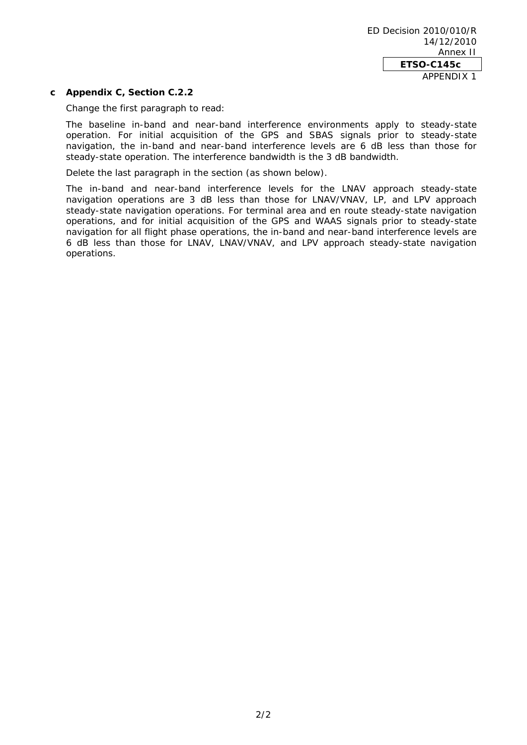**c Appendix C, Section C.2.2**

Change the first paragraph to read:

The baseline in-band and near-band interference environments apply to steady-state operation. For initial acquisition of the GPS and SBAS signals prior to steady-state navigation, the in-band and near-band interference levels are 6 dB less than those for steady-state operation. The interference bandwidth is the 3 dB bandwidth.

Delete the last paragraph in the section (as shown below).

The in-band and near-band interference levels for the LNAV approach steady-state navigation operations are 3 dB less than those for LNAV/VNAV, LP, and LPV approach steady-state navigation operations. For terminal area and en route steady-state navigation operations, and for initial acquisition of the GPS and WAAS signals prior to steady-state navigation for all flight phase operations, the in-band and near-band interference levels are 6 dB less than those for LNAV, LNAV/VNAV, and LPV approach steady-state navigation operations.